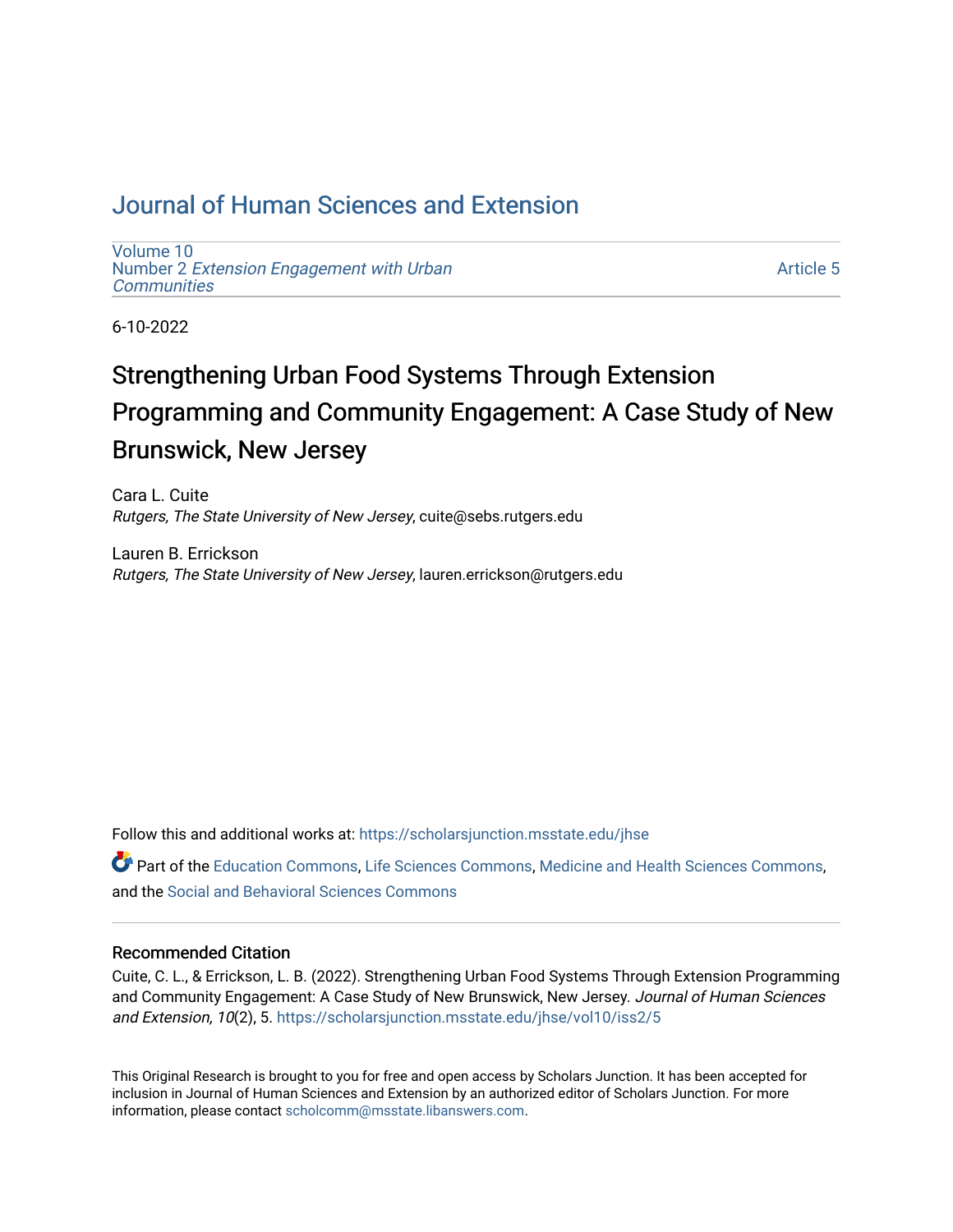# Journal of Human Sciences and Extension

Volume 10
Number 2 *Extension Engagement with Urban Communities*

Article 5

6-10-2022

## Strengthening Urban Food Systems Through Extension Programming and Community Engagement: A Case Study of New Brunswick, New Jersey

Cara L. Cuite
*Rutgers, The State University of New Jersey*, cuite@sebs.rutgers.edu

Lauren B. Errickson
*Rutgers, The State University of New Jersey*, lauren.errickson@rutgers.edu

Follow this and additional works at: https://scholarsjunction.msstate.edu/jhse

Part of the Education Commons, Life Sciences Commons, Medicine and Health Sciences Commons, and the Social and Behavioral Sciences Commons

### Recommended Citation

Cuite, C. L., & Errickson, L. B. (2022). Strengthening Urban Food Systems Through Extension Programming and Community Engagement: A Case Study of New Brunswick, New Jersey. *Journal of Human Sciences and Extension, 10*(2), 5. https://scholarsjunction.msstate.edu/jhse/vol10/iss2/5

This Original Research is brought to you for free and open access by Scholars Junction. It has been accepted for inclusion in Journal of Human Sciences and Extension by an authorized editor of Scholars Junction. For more information, please contact scholcomm@msstate.libanswers.com.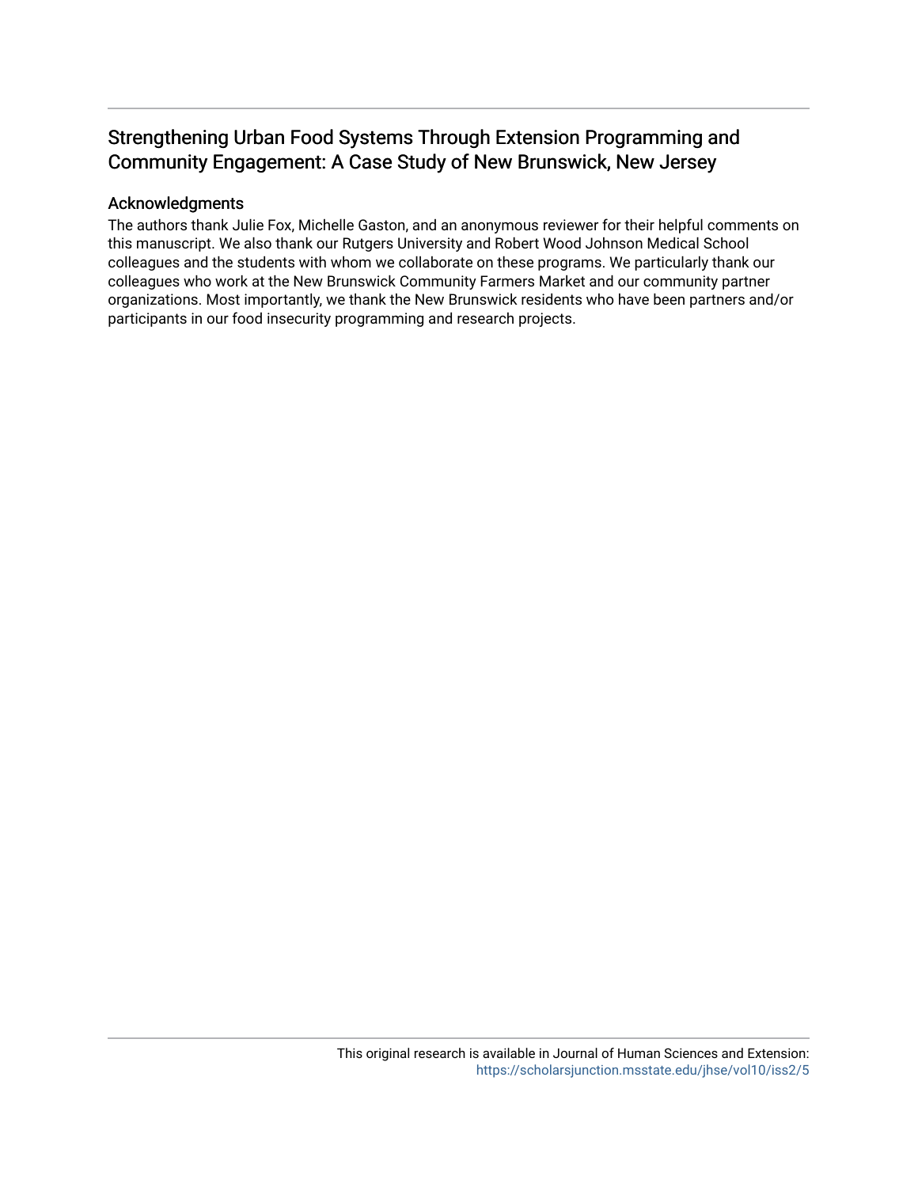# Strengthening Urban Food Systems Through Extension Programming and Community Engagement: A Case Study of New Brunswick, New Jersey

## Acknowledgments

The authors thank Julie Fox, Michelle Gaston, and an anonymous reviewer for their helpful comments on this manuscript. We also thank our Rutgers University and Robert Wood Johnson Medical School colleagues and the students with whom we collaborate on these programs. We particularly thank our colleagues who work at the New Brunswick Community Farmers Market and our community partner organizations. Most importantly, we thank the New Brunswick residents who have been partners and/or participants in our food insecurity programming and research projects.

This original research is available in Journal of Human Sciences and Extension: https://scholarsjunction.msstate.edu/jhse/vol10/iss2/5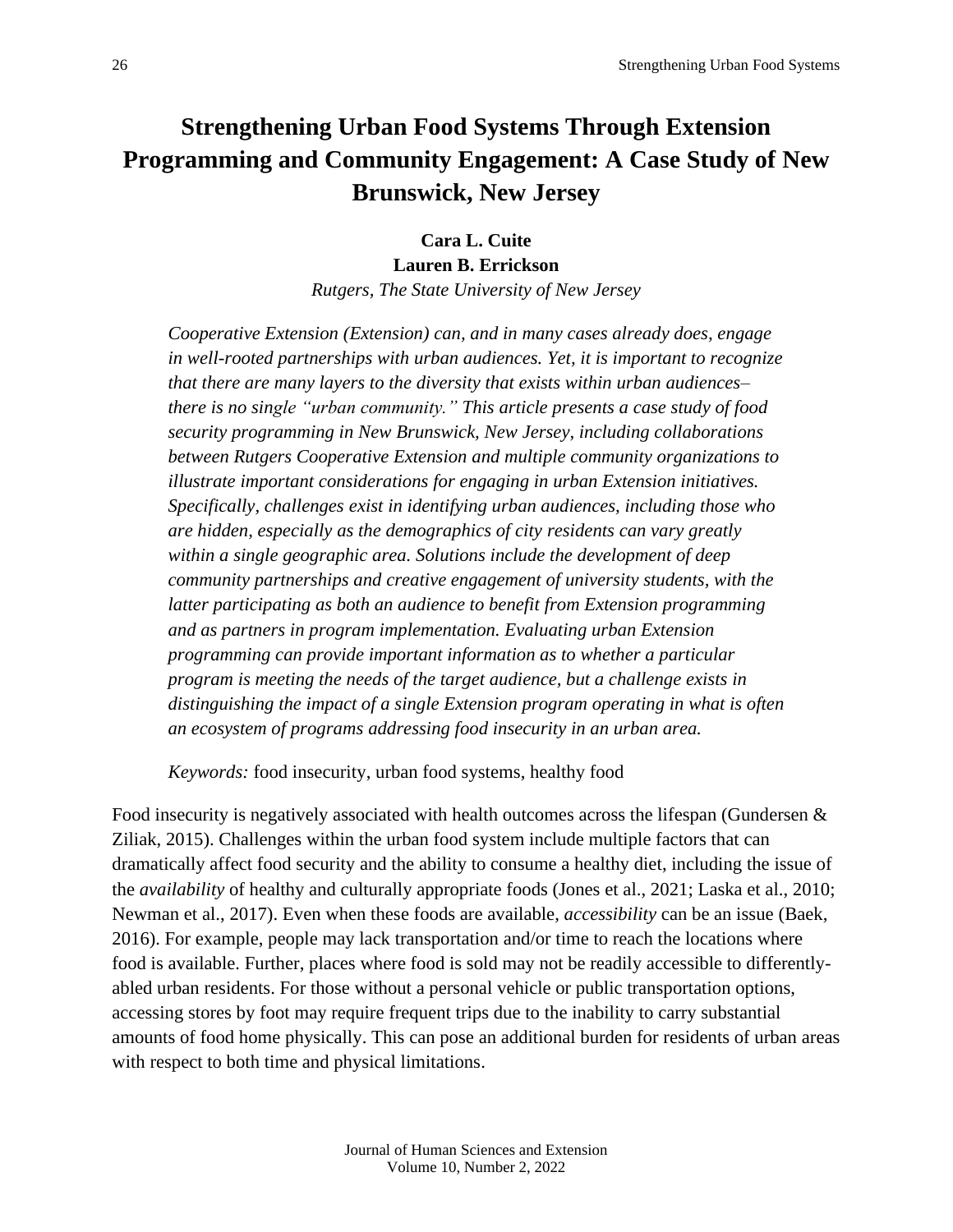# Strengthening Urban Food Systems Through Extension Programming and Community Engagement: A Case Study of New Brunswick, New Jersey

**Cara L. Cuite**
**Lauren B. Errickson**
*Rutgers, The State University of New Jersey*

*Cooperative Extension (Extension) can, and in many cases already does, engage in well-rooted partnerships with urban audiences. Yet, it is important to recognize that there are many layers to the diversity that exists within urban audiences–there is no single "urban community." This article presents a case study of food security programming in New Brunswick, New Jersey, including collaborations between Rutgers Cooperative Extension and multiple community organizations to illustrate important considerations for engaging in urban Extension initiatives. Specifically, challenges exist in identifying urban audiences, including those who are hidden, especially as the demographics of city residents can vary greatly within a single geographic area. Solutions include the development of deep community partnerships and creative engagement of university students, with the latter participating as both an audience to benefit from Extension programming and as partners in program implementation. Evaluating urban Extension programming can provide important information as to whether a particular program is meeting the needs of the target audience, but a challenge exists in distinguishing the impact of a single Extension program operating in what is often an ecosystem of programs addressing food insecurity in an urban area.*

*Keywords:* food insecurity, urban food systems, healthy food

Food insecurity is negatively associated with health outcomes across the lifespan (Gundersen & Ziliak, 2015). Challenges within the urban food system include multiple factors that can dramatically affect food security and the ability to consume a healthy diet, including the issue of the *availability* of healthy and culturally appropriate foods (Jones et al., 2021; Laska et al., 2010; Newman et al., 2017). Even when these foods are available, *accessibility* can be an issue (Baek, 2016). For example, people may lack transportation and/or time to reach the locations where food is available. Further, places where food is sold may not be readily accessible to differently-abled urban residents. For those without a personal vehicle or public transportation options, accessing stores by foot may require frequent trips due to the inability to carry substantial amounts of food home physically. This can pose an additional burden for residents of urban areas with respect to both time and physical limitations.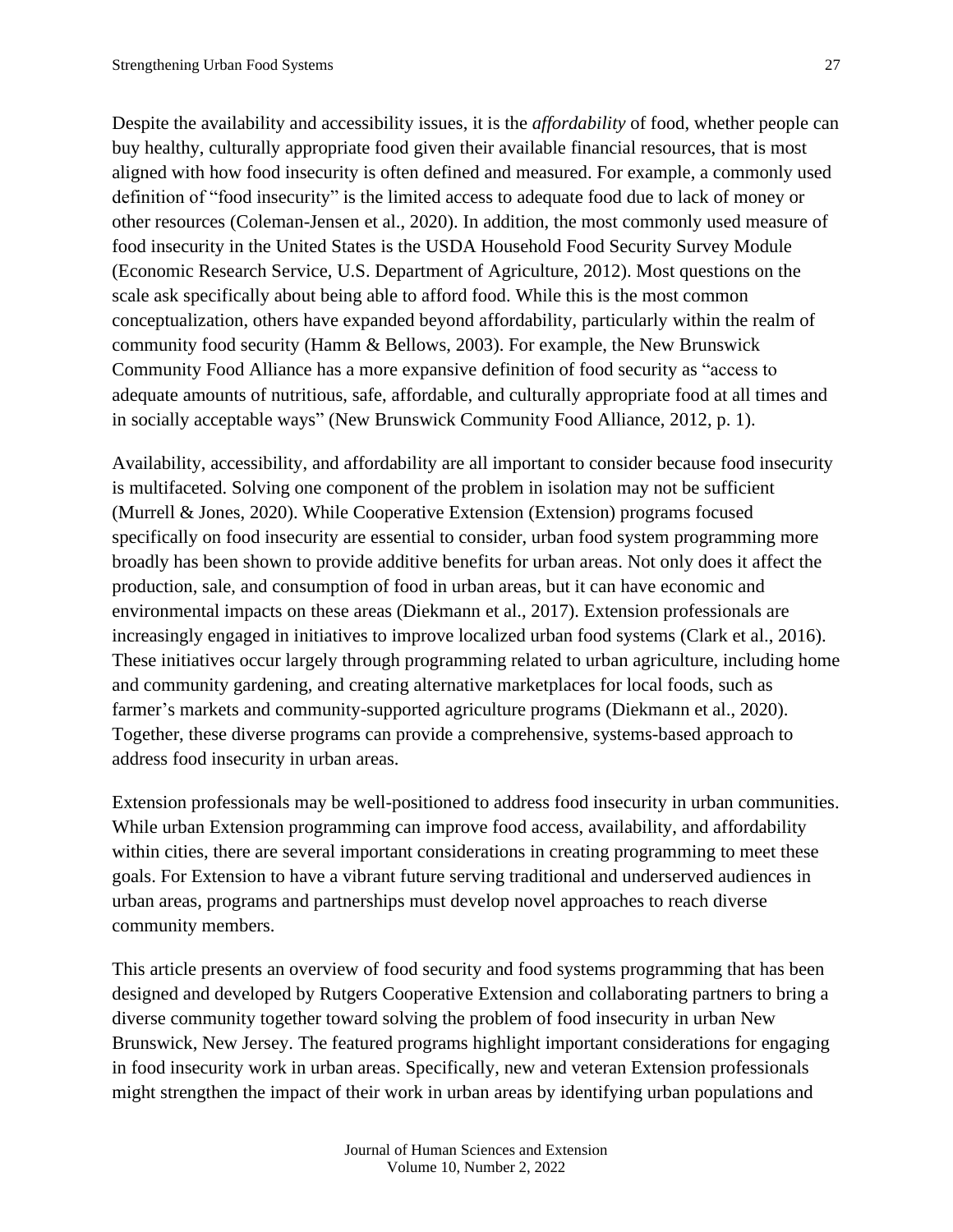Despite the availability and accessibility issues, it is the *affordability* of food, whether people can buy healthy, culturally appropriate food given their available financial resources, that is most aligned with how food insecurity is often defined and measured. For example, a commonly used definition of "food insecurity" is the limited access to adequate food due to lack of money or other resources (Coleman-Jensen et al., 2020). In addition, the most commonly used measure of food insecurity in the United States is the USDA Household Food Security Survey Module (Economic Research Service, U.S. Department of Agriculture, 2012). Most questions on the scale ask specifically about being able to afford food. While this is the most common conceptualization, others have expanded beyond affordability, particularly within the realm of community food security (Hamm & Bellows, 2003). For example, the New Brunswick Community Food Alliance has a more expansive definition of food security as "access to adequate amounts of nutritious, safe, affordable, and culturally appropriate food at all times and in socially acceptable ways" (New Brunswick Community Food Alliance, 2012, p. 1).

Availability, accessibility, and affordability are all important to consider because food insecurity is multifaceted. Solving one component of the problem in isolation may not be sufficient (Murrell & Jones, 2020). While Cooperative Extension (Extension) programs focused specifically on food insecurity are essential to consider, urban food system programming more broadly has been shown to provide additive benefits for urban areas. Not only does it affect the production, sale, and consumption of food in urban areas, but it can have economic and environmental impacts on these areas (Diekmann et al., 2017). Extension professionals are increasingly engaged in initiatives to improve localized urban food systems (Clark et al., 2016). These initiatives occur largely through programming related to urban agriculture, including home and community gardening, and creating alternative marketplaces for local foods, such as farmer's markets and community-supported agriculture programs (Diekmann et al., 2020). Together, these diverse programs can provide a comprehensive, systems-based approach to address food insecurity in urban areas.

Extension professionals may be well-positioned to address food insecurity in urban communities. While urban Extension programming can improve food access, availability, and affordability within cities, there are several important considerations in creating programming to meet these goals. For Extension to have a vibrant future serving traditional and underserved audiences in urban areas, programs and partnerships must develop novel approaches to reach diverse community members.

This article presents an overview of food security and food systems programming that has been designed and developed by Rutgers Cooperative Extension and collaborating partners to bring a diverse community together toward solving the problem of food insecurity in urban New Brunswick, New Jersey. The featured programs highlight important considerations for engaging in food insecurity work in urban areas. Specifically, new and veteran Extension professionals might strengthen the impact of their work in urban areas by identifying urban populations and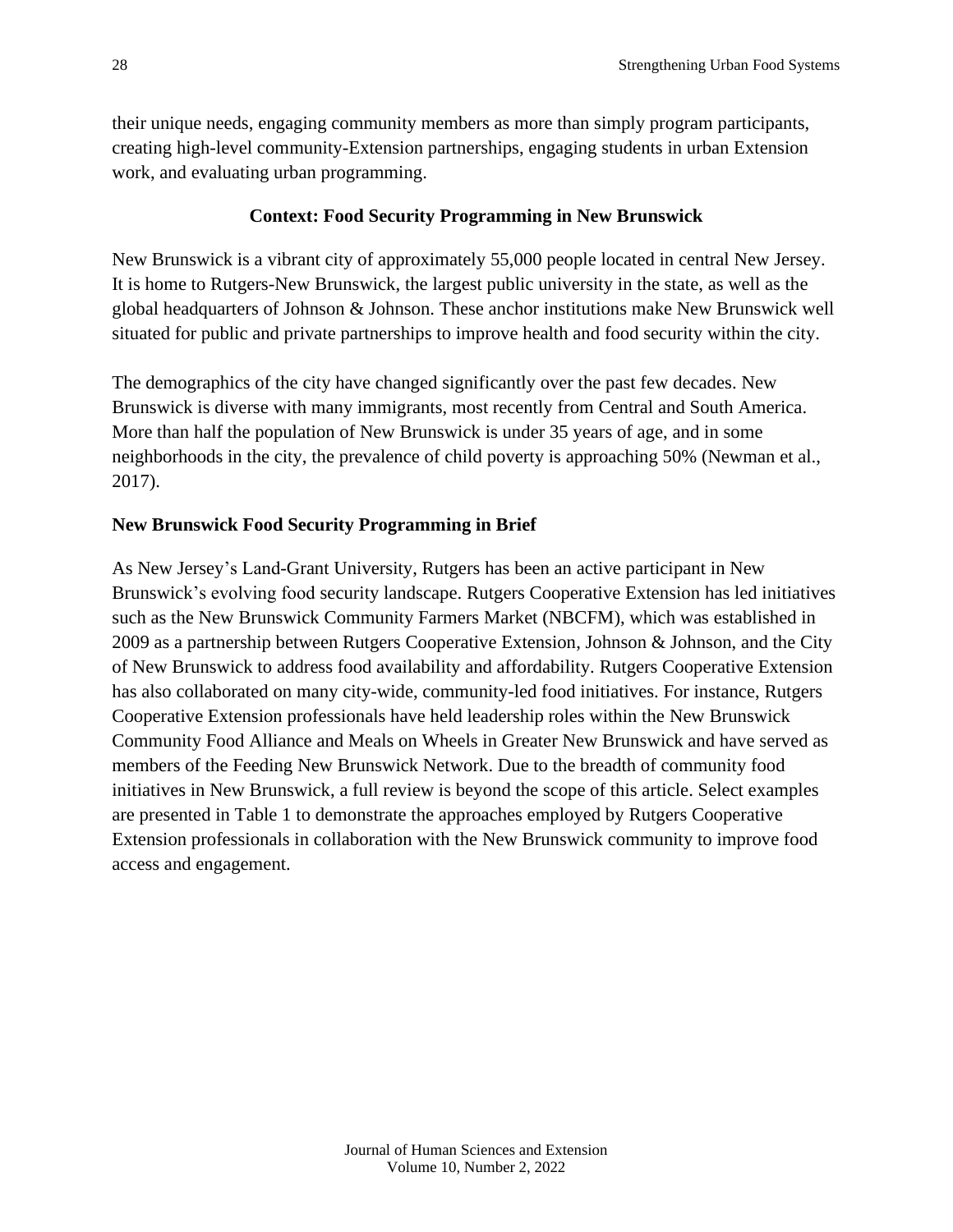their unique needs, engaging community members as more than simply program participants, creating high-level community-Extension partnerships, engaging students in urban Extension work, and evaluating urban programming.

## Context: Food Security Programming in New Brunswick

New Brunswick is a vibrant city of approximately 55,000 people located in central New Jersey. It is home to Rutgers-New Brunswick, the largest public university in the state, as well as the global headquarters of Johnson & Johnson. These anchor institutions make New Brunswick well situated for public and private partnerships to improve health and food security within the city.

The demographics of the city have changed significantly over the past few decades. New Brunswick is diverse with many immigrants, most recently from Central and South America. More than half the population of New Brunswick is under 35 years of age, and in some neighborhoods in the city, the prevalence of child poverty is approaching 50% (Newman et al., 2017).

### New Brunswick Food Security Programming in Brief

As New Jersey's Land-Grant University, Rutgers has been an active participant in New Brunswick's evolving food security landscape. Rutgers Cooperative Extension has led initiatives such as the New Brunswick Community Farmers Market (NBCFM), which was established in 2009 as a partnership between Rutgers Cooperative Extension, Johnson & Johnson, and the City of New Brunswick to address food availability and affordability. Rutgers Cooperative Extension has also collaborated on many city-wide, community-led food initiatives. For instance, Rutgers Cooperative Extension professionals have held leadership roles within the New Brunswick Community Food Alliance and Meals on Wheels in Greater New Brunswick and have served as members of the Feeding New Brunswick Network. Due to the breadth of community food initiatives in New Brunswick, a full review is beyond the scope of this article. Select examples are presented in Table 1 to demonstrate the approaches employed by Rutgers Cooperative Extension professionals in collaboration with the New Brunswick community to improve food access and engagement.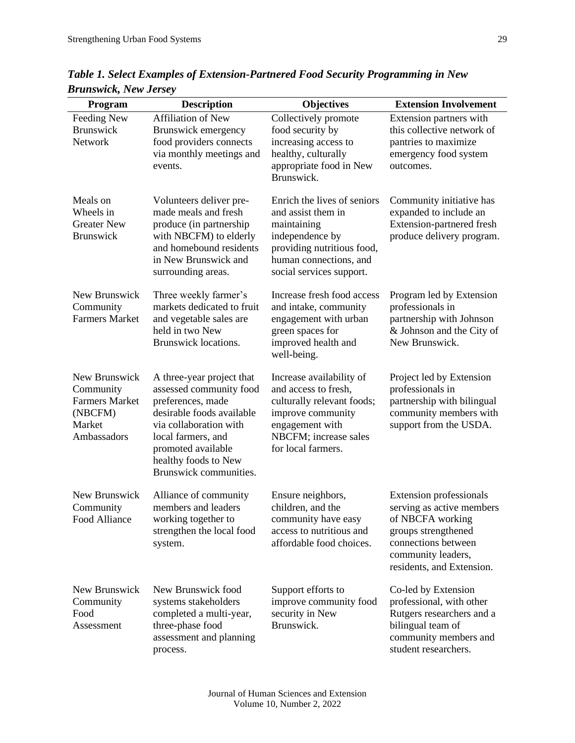***Table 1. Select Examples of Extension-Partnered Food Security Programming in New Brunswick, New Jersey***

| Program | Description | Objectives | Extension Involvement |
|---|---|---|---|
| Feeding New Brunswick Network | Affiliation of New Brunswick emergency food providers connects via monthly meetings and events. | Collectively promote food security by increasing access to healthy, culturally appropriate food in New Brunswick. | Extension partners with this collective network of pantries to maximize emergency food system outcomes. |
| Meals on Wheels in Greater New Brunswick | Volunteers deliver pre-made meals and fresh produce (in partnership with NBCFM) to elderly and homebound residents in New Brunswick and surrounding areas. | Enrich the lives of seniors and assist them in maintaining independence by providing nutritious food, human connections, and social services support. | Community initiative has expanded to include an Extension-partnered fresh produce delivery program. |
| New Brunswick Community Farmers Market | Three weekly farmer's markets dedicated to fruit and vegetable sales are held in two New Brunswick locations. | Increase fresh food access and intake, community engagement with urban green spaces for improved health and well-being. | Program led by Extension professionals in partnership with Johnson & Johnson and the City of New Brunswick. |
| New Brunswick Community Farmers Market (NBCFM) Market Ambassadors | A three-year project that assessed community food preferences, made desirable foods available via collaboration with local farmers, and promoted available healthy foods to New Brunswick communities. | Increase availability of and access to fresh, culturally relevant foods; improve community engagement with NBCFM; increase sales for local farmers. | Project led by Extension professionals in partnership with bilingual community members with support from the USDA. |
| New Brunswick Community Food Alliance | Alliance of community members and leaders working together to strengthen the local food system. | Ensure neighbors, children, and the community have easy access to nutritious and affordable food choices. | Extension professionals serving as active members of NBCFA working groups strengthened connections between community leaders, residents, and Extension. |
| New Brunswick Community Food Assessment | New Brunswick food systems stakeholders completed a multi-year, three-phase food assessment and planning process. | Support efforts to improve community food security in New Brunswick. | Co-led by Extension professional, with other Rutgers researchers and a bilingual team of community members and student researchers. |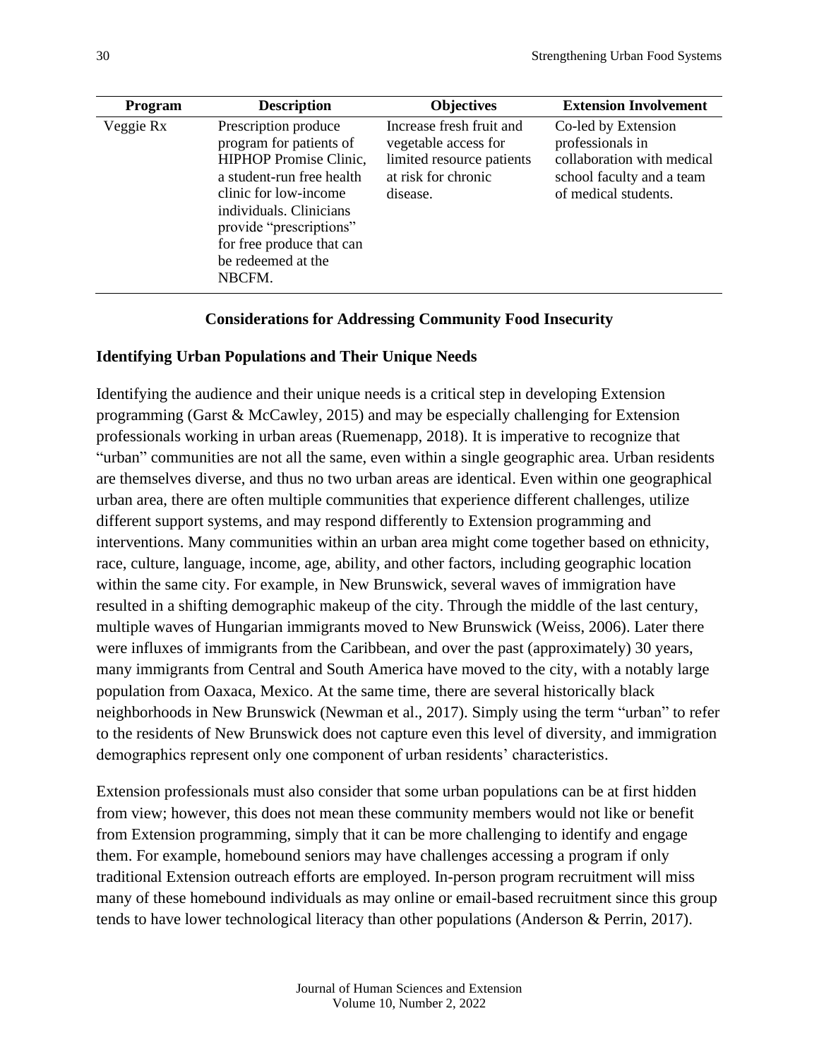| Program | Description | Objectives | Extension Involvement |
|---|---|---|---|
| Veggie Rx | Prescription produce program for patients of HIPHOP Promise Clinic, a student-run free health clinic for low-income individuals. Clinicians provide "prescriptions" for free produce that can be redeemed at the NBCFM. | Increase fresh fruit and vegetable access for limited resource patients at risk for chronic disease. | Co-led by Extension professionals in collaboration with medical school faculty and a team of medical students. |

## Considerations for Addressing Community Food Insecurity

### Identifying Urban Populations and Their Unique Needs

Identifying the audience and their unique needs is a critical step in developing Extension programming (Garst & McCawley, 2015) and may be especially challenging for Extension professionals working in urban areas (Ruemenapp, 2018). It is imperative to recognize that "urban" communities are not all the same, even within a single geographic area. Urban residents are themselves diverse, and thus no two urban areas are identical. Even within one geographical urban area, there are often multiple communities that experience different challenges, utilize different support systems, and may respond differently to Extension programming and interventions. Many communities within an urban area might come together based on ethnicity, race, culture, language, income, age, ability, and other factors, including geographic location within the same city. For example, in New Brunswick, several waves of immigration have resulted in a shifting demographic makeup of the city. Through the middle of the last century, multiple waves of Hungarian immigrants moved to New Brunswick (Weiss, 2006). Later there were influxes of immigrants from the Caribbean, and over the past (approximately) 30 years, many immigrants from Central and South America have moved to the city, with a notably large population from Oaxaca, Mexico. At the same time, there are several historically black neighborhoods in New Brunswick (Newman et al., 2017). Simply using the term "urban" to refer to the residents of New Brunswick does not capture even this level of diversity, and immigration demographics represent only one component of urban residents' characteristics.

Extension professionals must also consider that some urban populations can be at first hidden from view; however, this does not mean these community members would not like or benefit from Extension programming, simply that it can be more challenging to identify and engage them. For example, homebound seniors may have challenges accessing a program if only traditional Extension outreach efforts are employed. In-person program recruitment will miss many of these homebound individuals as may online or email-based recruitment since this group tends to have lower technological literacy than other populations (Anderson & Perrin, 2017).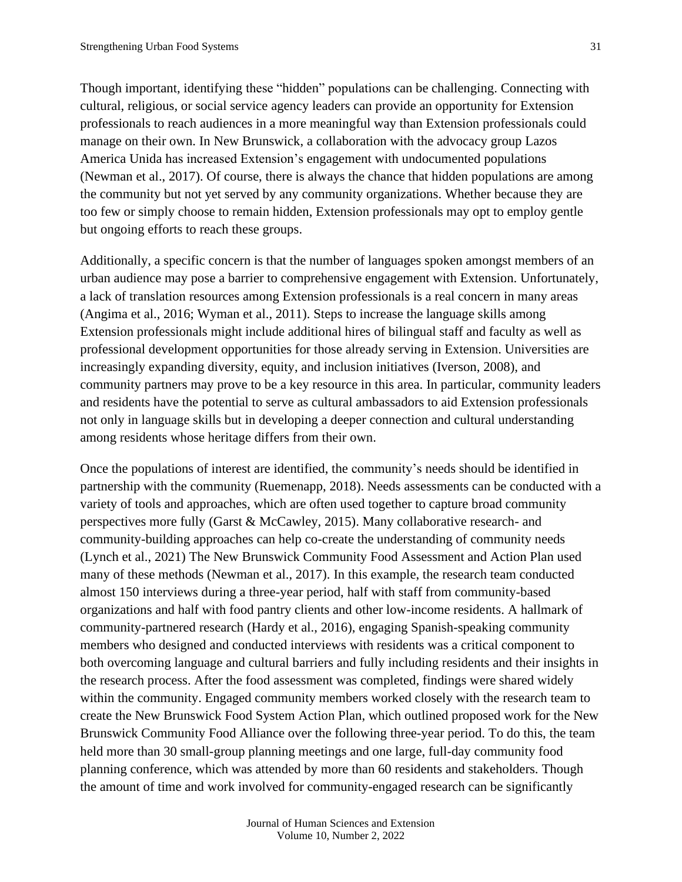Though important, identifying these "hidden" populations can be challenging. Connecting with cultural, religious, or social service agency leaders can provide an opportunity for Extension professionals to reach audiences in a more meaningful way than Extension professionals could manage on their own. In New Brunswick, a collaboration with the advocacy group Lazos America Unida has increased Extension's engagement with undocumented populations (Newman et al., 2017). Of course, there is always the chance that hidden populations are among the community but not yet served by any community organizations. Whether because they are too few or simply choose to remain hidden, Extension professionals may opt to employ gentle but ongoing efforts to reach these groups.

Additionally, a specific concern is that the number of languages spoken amongst members of an urban audience may pose a barrier to comprehensive engagement with Extension. Unfortunately, a lack of translation resources among Extension professionals is a real concern in many areas (Angima et al., 2016; Wyman et al., 2011). Steps to increase the language skills among Extension professionals might include additional hires of bilingual staff and faculty as well as professional development opportunities for those already serving in Extension. Universities are increasingly expanding diversity, equity, and inclusion initiatives (Iverson, 2008), and community partners may prove to be a key resource in this area. In particular, community leaders and residents have the potential to serve as cultural ambassadors to aid Extension professionals not only in language skills but in developing a deeper connection and cultural understanding among residents whose heritage differs from their own.

Once the populations of interest are identified, the community's needs should be identified in partnership with the community (Ruemenapp, 2018). Needs assessments can be conducted with a variety of tools and approaches, which are often used together to capture broad community perspectives more fully (Garst & McCawley, 2015). Many collaborative research- and community-building approaches can help co-create the understanding of community needs (Lynch et al., 2021) The New Brunswick Community Food Assessment and Action Plan used many of these methods (Newman et al., 2017). In this example, the research team conducted almost 150 interviews during a three-year period, half with staff from community-based organizations and half with food pantry clients and other low-income residents. A hallmark of community-partnered research (Hardy et al., 2016), engaging Spanish-speaking community members who designed and conducted interviews with residents was a critical component to both overcoming language and cultural barriers and fully including residents and their insights in the research process. After the food assessment was completed, findings were shared widely within the community. Engaged community members worked closely with the research team to create the New Brunswick Food System Action Plan, which outlined proposed work for the New Brunswick Community Food Alliance over the following three-year period. To do this, the team held more than 30 small-group planning meetings and one large, full-day community food planning conference, which was attended by more than 60 residents and stakeholders. Though the amount of time and work involved for community-engaged research can be significantly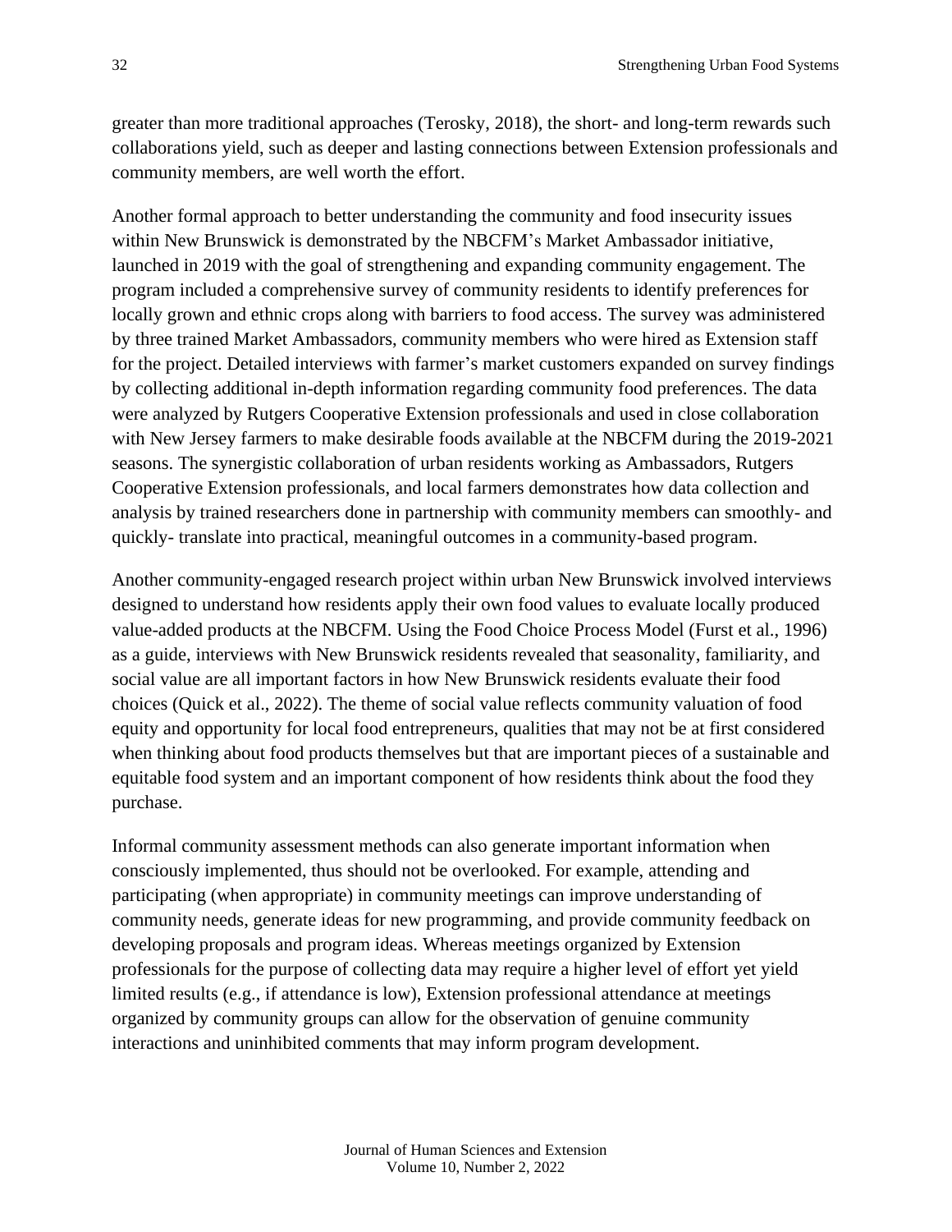greater than more traditional approaches (Terosky, 2018), the short- and long-term rewards such collaborations yield, such as deeper and lasting connections between Extension professionals and community members, are well worth the effort.

Another formal approach to better understanding the community and food insecurity issues within New Brunswick is demonstrated by the NBCFM's Market Ambassador initiative, launched in 2019 with the goal of strengthening and expanding community engagement. The program included a comprehensive survey of community residents to identify preferences for locally grown and ethnic crops along with barriers to food access. The survey was administered by three trained Market Ambassadors, community members who were hired as Extension staff for the project. Detailed interviews with farmer's market customers expanded on survey findings by collecting additional in-depth information regarding community food preferences. The data were analyzed by Rutgers Cooperative Extension professionals and used in close collaboration with New Jersey farmers to make desirable foods available at the NBCFM during the 2019-2021 seasons. The synergistic collaboration of urban residents working as Ambassadors, Rutgers Cooperative Extension professionals, and local farmers demonstrates how data collection and analysis by trained researchers done in partnership with community members can smoothly- and quickly- translate into practical, meaningful outcomes in a community-based program.

Another community-engaged research project within urban New Brunswick involved interviews designed to understand how residents apply their own food values to evaluate locally produced value-added products at the NBCFM. Using the Food Choice Process Model (Furst et al., 1996) as a guide, interviews with New Brunswick residents revealed that seasonality, familiarity, and social value are all important factors in how New Brunswick residents evaluate their food choices (Quick et al., 2022). The theme of social value reflects community valuation of food equity and opportunity for local food entrepreneurs, qualities that may not be at first considered when thinking about food products themselves but that are important pieces of a sustainable and equitable food system and an important component of how residents think about the food they purchase.

Informal community assessment methods can also generate important information when consciously implemented, thus should not be overlooked. For example, attending and participating (when appropriate) in community meetings can improve understanding of community needs, generate ideas for new programming, and provide community feedback on developing proposals and program ideas. Whereas meetings organized by Extension professionals for the purpose of collecting data may require a higher level of effort yet yield limited results (e.g., if attendance is low), Extension professional attendance at meetings organized by community groups can allow for the observation of genuine community interactions and uninhibited comments that may inform program development.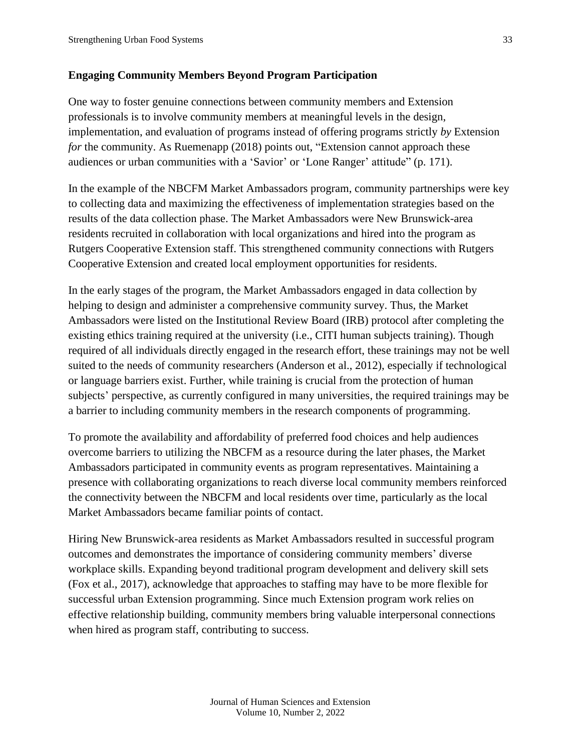## Engaging Community Members Beyond Program Participation

One way to foster genuine connections between community members and Extension professionals is to involve community members at meaningful levels in the design, implementation, and evaluation of programs instead of offering programs strictly *by* Extension *for* the community. As Ruemenapp (2018) points out, "Extension cannot approach these audiences or urban communities with a 'Savior' or 'Lone Ranger' attitude" (p. 171).

In the example of the NBCFM Market Ambassadors program, community partnerships were key to collecting data and maximizing the effectiveness of implementation strategies based on the results of the data collection phase. The Market Ambassadors were New Brunswick-area residents recruited in collaboration with local organizations and hired into the program as Rutgers Cooperative Extension staff. This strengthened community connections with Rutgers Cooperative Extension and created local employment opportunities for residents.

In the early stages of the program, the Market Ambassadors engaged in data collection by helping to design and administer a comprehensive community survey. Thus, the Market Ambassadors were listed on the Institutional Review Board (IRB) protocol after completing the existing ethics training required at the university (i.e., CITI human subjects training). Though required of all individuals directly engaged in the research effort, these trainings may not be well suited to the needs of community researchers (Anderson et al., 2012), especially if technological or language barriers exist. Further, while training is crucial from the protection of human subjects' perspective, as currently configured in many universities, the required trainings may be a barrier to including community members in the research components of programming.

To promote the availability and affordability of preferred food choices and help audiences overcome barriers to utilizing the NBCFM as a resource during the later phases, the Market Ambassadors participated in community events as program representatives. Maintaining a presence with collaborating organizations to reach diverse local community members reinforced the connectivity between the NBCFM and local residents over time, particularly as the local Market Ambassadors became familiar points of contact.

Hiring New Brunswick-area residents as Market Ambassadors resulted in successful program outcomes and demonstrates the importance of considering community members' diverse workplace skills. Expanding beyond traditional program development and delivery skill sets (Fox et al., 2017), acknowledge that approaches to staffing may have to be more flexible for successful urban Extension programming. Since much Extension program work relies on effective relationship building, community members bring valuable interpersonal connections when hired as program staff, contributing to success.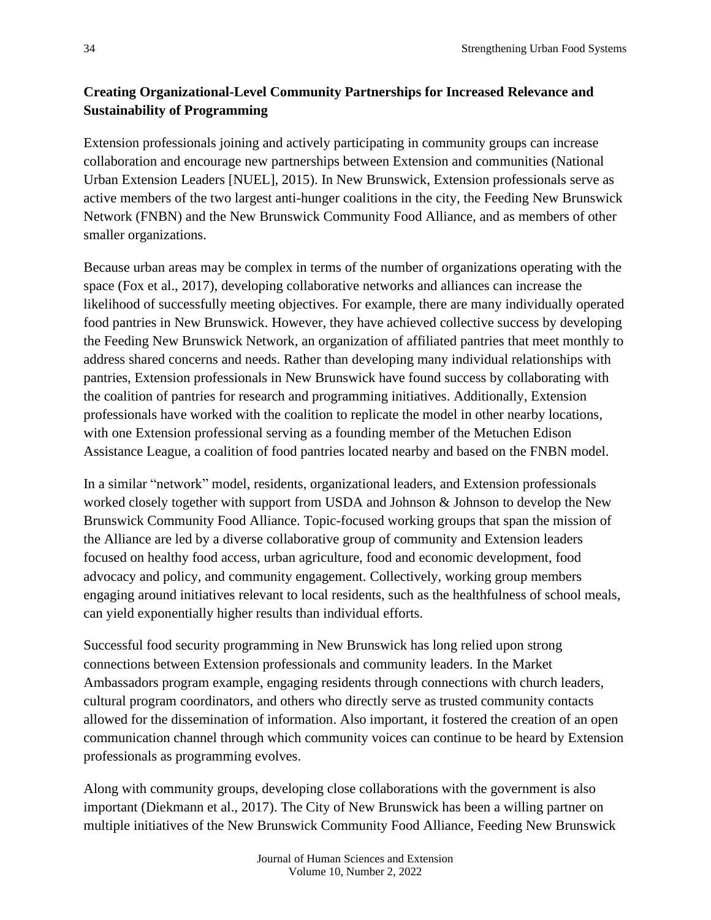## Creating Organizational-Level Community Partnerships for Increased Relevance and Sustainability of Programming

Extension professionals joining and actively participating in community groups can increase collaboration and encourage new partnerships between Extension and communities (National Urban Extension Leaders [NUEL], 2015). In New Brunswick, Extension professionals serve as active members of the two largest anti-hunger coalitions in the city, the Feeding New Brunswick Network (FNBN) and the New Brunswick Community Food Alliance, and as members of other smaller organizations.

Because urban areas may be complex in terms of the number of organizations operating with the space (Fox et al., 2017), developing collaborative networks and alliances can increase the likelihood of successfully meeting objectives. For example, there are many individually operated food pantries in New Brunswick. However, they have achieved collective success by developing the Feeding New Brunswick Network, an organization of affiliated pantries that meet monthly to address shared concerns and needs. Rather than developing many individual relationships with pantries, Extension professionals in New Brunswick have found success by collaborating with the coalition of pantries for research and programming initiatives. Additionally, Extension professionals have worked with the coalition to replicate the model in other nearby locations, with one Extension professional serving as a founding member of the Metuchen Edison Assistance League, a coalition of food pantries located nearby and based on the FNBN model.

In a similar "network" model, residents, organizational leaders, and Extension professionals worked closely together with support from USDA and Johnson & Johnson to develop the New Brunswick Community Food Alliance. Topic-focused working groups that span the mission of the Alliance are led by a diverse collaborative group of community and Extension leaders focused on healthy food access, urban agriculture, food and economic development, food advocacy and policy, and community engagement. Collectively, working group members engaging around initiatives relevant to local residents, such as the healthfulness of school meals, can yield exponentially higher results than individual efforts.

Successful food security programming in New Brunswick has long relied upon strong connections between Extension professionals and community leaders. In the Market Ambassadors program example, engaging residents through connections with church leaders, cultural program coordinators, and others who directly serve as trusted community contacts allowed for the dissemination of information. Also important, it fostered the creation of an open communication channel through which community voices can continue to be heard by Extension professionals as programming evolves.

Along with community groups, developing close collaborations with the government is also important (Diekmann et al., 2017). The City of New Brunswick has been a willing partner on multiple initiatives of the New Brunswick Community Food Alliance, Feeding New Brunswick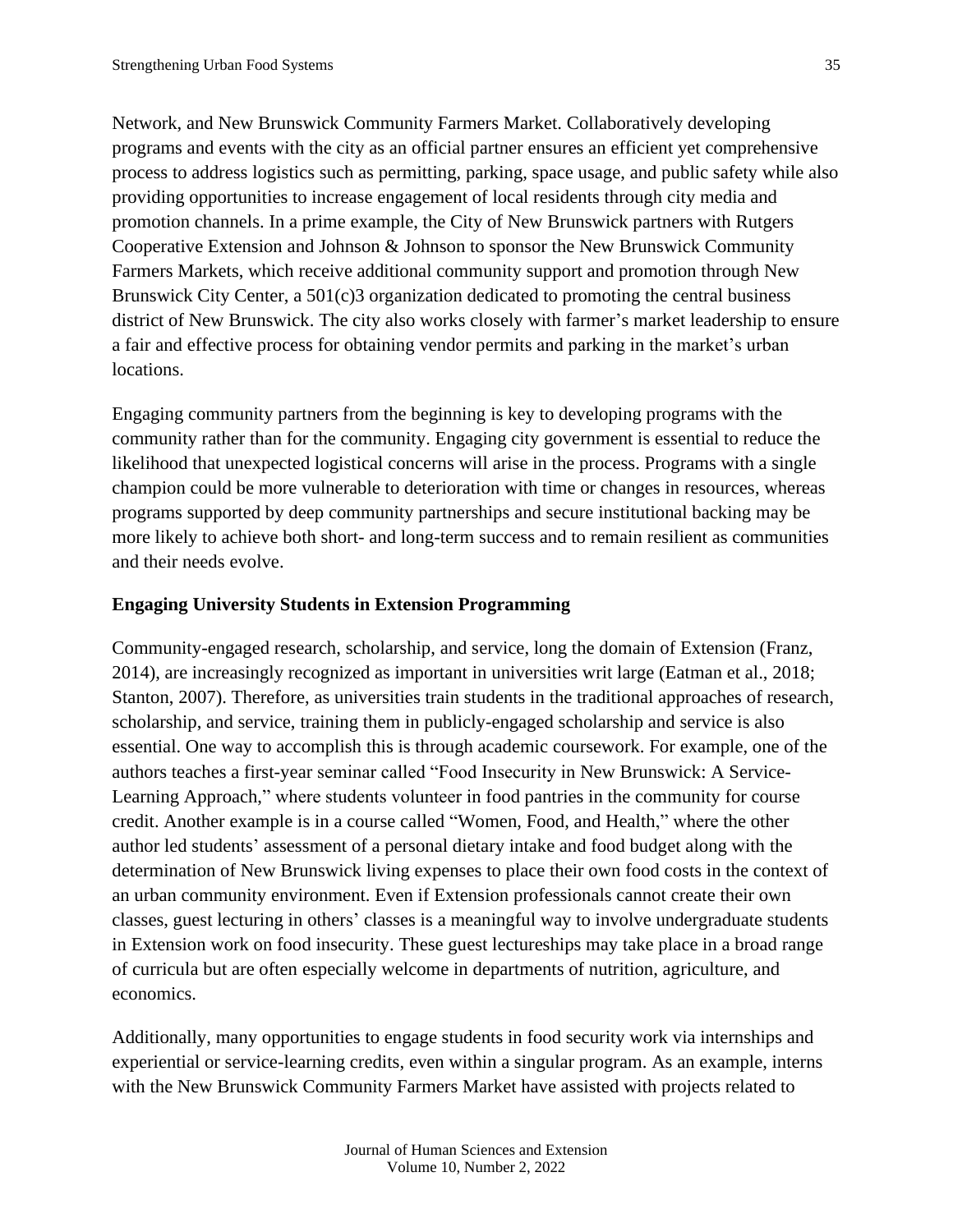Network, and New Brunswick Community Farmers Market. Collaboratively developing programs and events with the city as an official partner ensures an efficient yet comprehensive process to address logistics such as permitting, parking, space usage, and public safety while also providing opportunities to increase engagement of local residents through city media and promotion channels. In a prime example, the City of New Brunswick partners with Rutgers Cooperative Extension and Johnson & Johnson to sponsor the New Brunswick Community Farmers Markets, which receive additional community support and promotion through New Brunswick City Center, a 501(c)3 organization dedicated to promoting the central business district of New Brunswick. The city also works closely with farmer's market leadership to ensure a fair and effective process for obtaining vendor permits and parking in the market's urban locations.

Engaging community partners from the beginning is key to developing programs with the community rather than for the community. Engaging city government is essential to reduce the likelihood that unexpected logistical concerns will arise in the process. Programs with a single champion could be more vulnerable to deterioration with time or changes in resources, whereas programs supported by deep community partnerships and secure institutional backing may be more likely to achieve both short- and long-term success and to remain resilient as communities and their needs evolve.

**Engaging University Students in Extension Programming**

Community-engaged research, scholarship, and service, long the domain of Extension (Franz, 2014), are increasingly recognized as important in universities writ large (Eatman et al., 2018; Stanton, 2007). Therefore, as universities train students in the traditional approaches of research, scholarship, and service, training them in publicly-engaged scholarship and service is also essential. One way to accomplish this is through academic coursework. For example, one of the authors teaches a first-year seminar called "Food Insecurity in New Brunswick: A Service-Learning Approach," where students volunteer in food pantries in the community for course credit. Another example is in a course called "Women, Food, and Health," where the other author led students' assessment of a personal dietary intake and food budget along with the determination of New Brunswick living expenses to place their own food costs in the context of an urban community environment. Even if Extension professionals cannot create their own classes, guest lecturing in others' classes is a meaningful way to involve undergraduate students in Extension work on food insecurity. These guest lectureships may take place in a broad range of curricula but are often especially welcome in departments of nutrition, agriculture, and economics.

Additionally, many opportunities to engage students in food security work via internships and experiential or service-learning credits, even within a singular program. As an example, interns with the New Brunswick Community Farmers Market have assisted with projects related to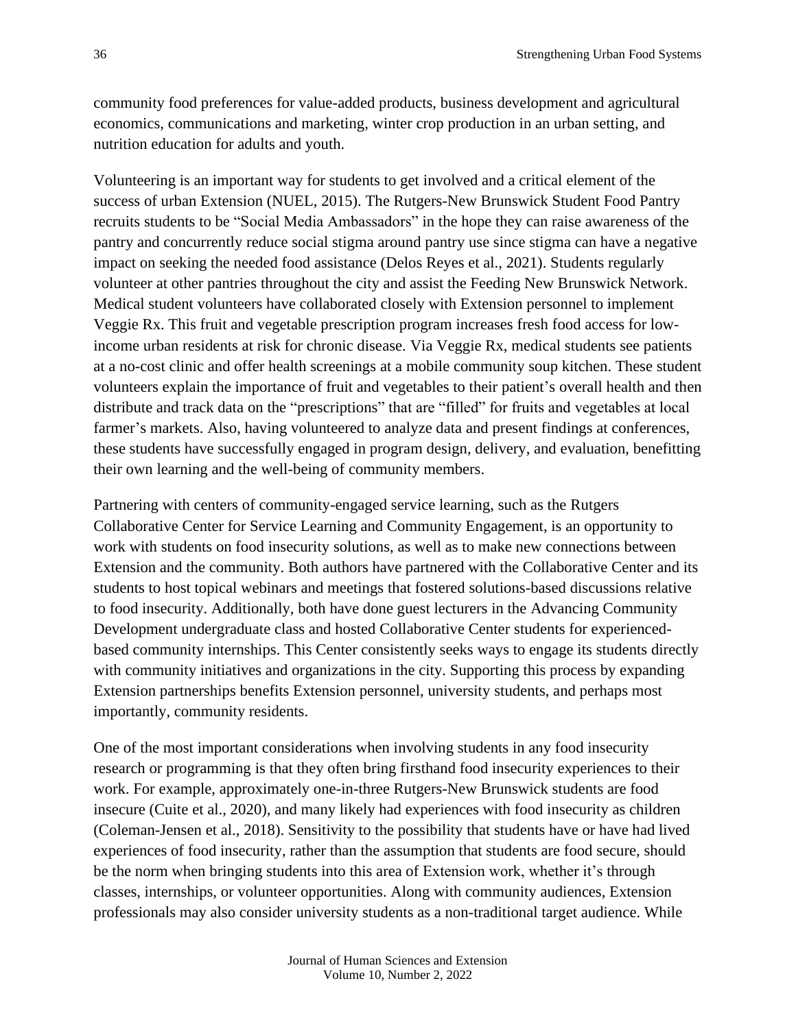community food preferences for value-added products, business development and agricultural economics, communications and marketing, winter crop production in an urban setting, and nutrition education for adults and youth.

Volunteering is an important way for students to get involved and a critical element of the success of urban Extension (NUEL, 2015). The Rutgers-New Brunswick Student Food Pantry recruits students to be "Social Media Ambassadors" in the hope they can raise awareness of the pantry and concurrently reduce social stigma around pantry use since stigma can have a negative impact on seeking the needed food assistance (Delos Reyes et al., 2021). Students regularly volunteer at other pantries throughout the city and assist the Feeding New Brunswick Network. Medical student volunteers have collaborated closely with Extension personnel to implement Veggie Rx. This fruit and vegetable prescription program increases fresh food access for low-income urban residents at risk for chronic disease. Via Veggie Rx, medical students see patients at a no-cost clinic and offer health screenings at a mobile community soup kitchen. These student volunteers explain the importance of fruit and vegetables to their patient's overall health and then distribute and track data on the "prescriptions" that are "filled" for fruits and vegetables at local farmer's markets. Also, having volunteered to analyze data and present findings at conferences, these students have successfully engaged in program design, delivery, and evaluation, benefitting their own learning and the well-being of community members.

Partnering with centers of community-engaged service learning, such as the Rutgers Collaborative Center for Service Learning and Community Engagement, is an opportunity to work with students on food insecurity solutions, as well as to make new connections between Extension and the community. Both authors have partnered with the Collaborative Center and its students to host topical webinars and meetings that fostered solutions-based discussions relative to food insecurity. Additionally, both have done guest lecturers in the Advancing Community Development undergraduate class and hosted Collaborative Center students for experienced-based community internships. This Center consistently seeks ways to engage its students directly with community initiatives and organizations in the city. Supporting this process by expanding Extension partnerships benefits Extension personnel, university students, and perhaps most importantly, community residents.

One of the most important considerations when involving students in any food insecurity research or programming is that they often bring firsthand food insecurity experiences to their work. For example, approximately one-in-three Rutgers-New Brunswick students are food insecure (Cuite et al., 2020), and many likely had experiences with food insecurity as children (Coleman-Jensen et al., 2018). Sensitivity to the possibility that students have or have had lived experiences of food insecurity, rather than the assumption that students are food secure, should be the norm when bringing students into this area of Extension work, whether it's through classes, internships, or volunteer opportunities. Along with community audiences, Extension professionals may also consider university students as a non-traditional target audience. While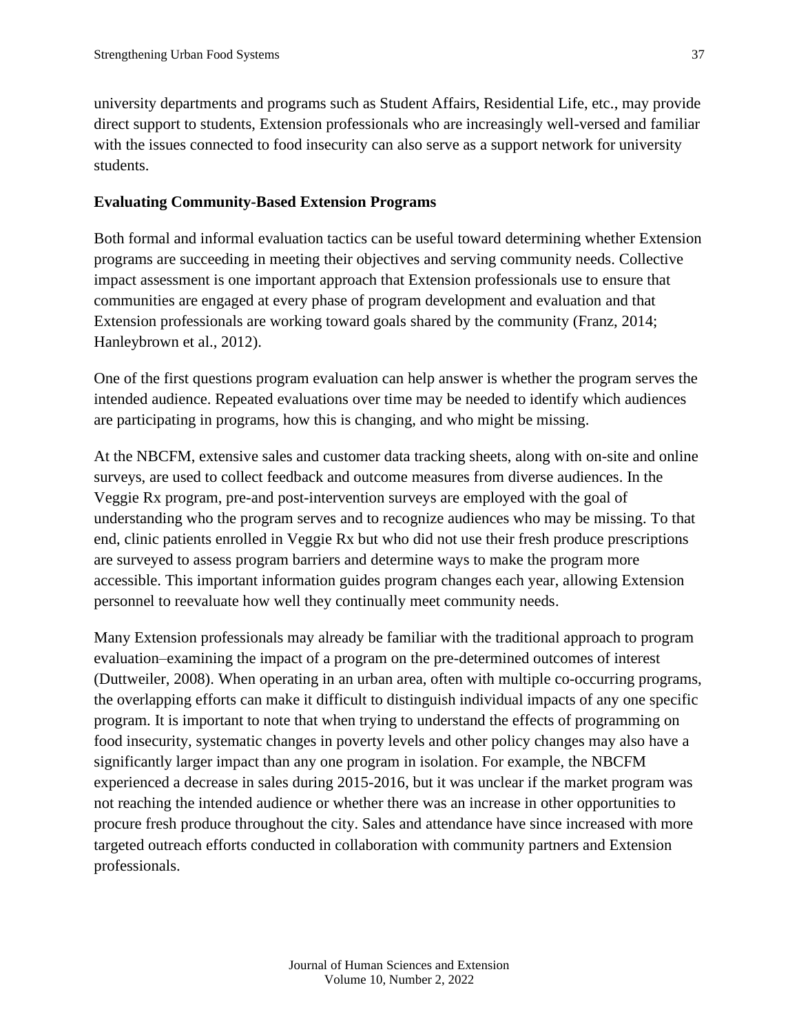university departments and programs such as Student Affairs, Residential Life, etc., may provide direct support to students, Extension professionals who are increasingly well-versed and familiar with the issues connected to food insecurity can also serve as a support network for university students.

**Evaluating Community-Based Extension Programs**

Both formal and informal evaluation tactics can be useful toward determining whether Extension programs are succeeding in meeting their objectives and serving community needs. Collective impact assessment is one important approach that Extension professionals use to ensure that communities are engaged at every phase of program development and evaluation and that Extension professionals are working toward goals shared by the community (Franz, 2014; Hanleybrown et al., 2012).

One of the first questions program evaluation can help answer is whether the program serves the intended audience. Repeated evaluations over time may be needed to identify which audiences are participating in programs, how this is changing, and who might be missing.

At the NBCFM, extensive sales and customer data tracking sheets, along with on-site and online surveys, are used to collect feedback and outcome measures from diverse audiences. In the Veggie Rx program, pre-and post-intervention surveys are employed with the goal of understanding who the program serves and to recognize audiences who may be missing. To that end, clinic patients enrolled in Veggie Rx but who did not use their fresh produce prescriptions are surveyed to assess program barriers and determine ways to make the program more accessible. This important information guides program changes each year, allowing Extension personnel to reevaluate how well they continually meet community needs.

Many Extension professionals may already be familiar with the traditional approach to program evaluation–examining the impact of a program on the pre-determined outcomes of interest (Duttweiler, 2008). When operating in an urban area, often with multiple co-occurring programs, the overlapping efforts can make it difficult to distinguish individual impacts of any one specific program. It is important to note that when trying to understand the effects of programming on food insecurity, systematic changes in poverty levels and other policy changes may also have a significantly larger impact than any one program in isolation. For example, the NBCFM experienced a decrease in sales during 2015-2016, but it was unclear if the market program was not reaching the intended audience or whether there was an increase in other opportunities to procure fresh produce throughout the city. Sales and attendance have since increased with more targeted outreach efforts conducted in collaboration with community partners and Extension professionals.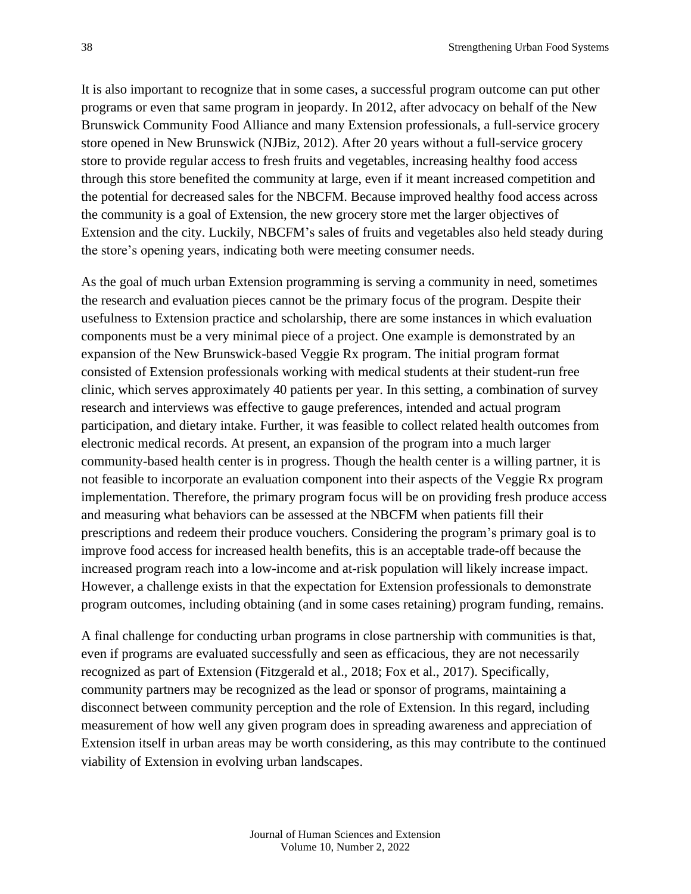It is also important to recognize that in some cases, a successful program outcome can put other programs or even that same program in jeopardy. In 2012, after advocacy on behalf of the New Brunswick Community Food Alliance and many Extension professionals, a full-service grocery store opened in New Brunswick (NJBiz, 2012). After 20 years without a full-service grocery store to provide regular access to fresh fruits and vegetables, increasing healthy food access through this store benefited the community at large, even if it meant increased competition and the potential for decreased sales for the NBCFM. Because improved healthy food access across the community is a goal of Extension, the new grocery store met the larger objectives of Extension and the city. Luckily, NBCFM's sales of fruits and vegetables also held steady during the store's opening years, indicating both were meeting consumer needs.

As the goal of much urban Extension programming is serving a community in need, sometimes the research and evaluation pieces cannot be the primary focus of the program. Despite their usefulness to Extension practice and scholarship, there are some instances in which evaluation components must be a very minimal piece of a project. One example is demonstrated by an expansion of the New Brunswick-based Veggie Rx program. The initial program format consisted of Extension professionals working with medical students at their student-run free clinic, which serves approximately 40 patients per year. In this setting, a combination of survey research and interviews was effective to gauge preferences, intended and actual program participation, and dietary intake. Further, it was feasible to collect related health outcomes from electronic medical records. At present, an expansion of the program into a much larger community-based health center is in progress. Though the health center is a willing partner, it is not feasible to incorporate an evaluation component into their aspects of the Veggie Rx program implementation. Therefore, the primary program focus will be on providing fresh produce access and measuring what behaviors can be assessed at the NBCFM when patients fill their prescriptions and redeem their produce vouchers. Considering the program's primary goal is to improve food access for increased health benefits, this is an acceptable trade-off because the increased program reach into a low-income and at-risk population will likely increase impact. However, a challenge exists in that the expectation for Extension professionals to demonstrate program outcomes, including obtaining (and in some cases retaining) program funding, remains.

A final challenge for conducting urban programs in close partnership with communities is that, even if programs are evaluated successfully and seen as efficacious, they are not necessarily recognized as part of Extension (Fitzgerald et al., 2018; Fox et al., 2017). Specifically, community partners may be recognized as the lead or sponsor of programs, maintaining a disconnect between community perception and the role of Extension. In this regard, including measurement of how well any given program does in spreading awareness and appreciation of Extension itself in urban areas may be worth considering, as this may contribute to the continued viability of Extension in evolving urban landscapes.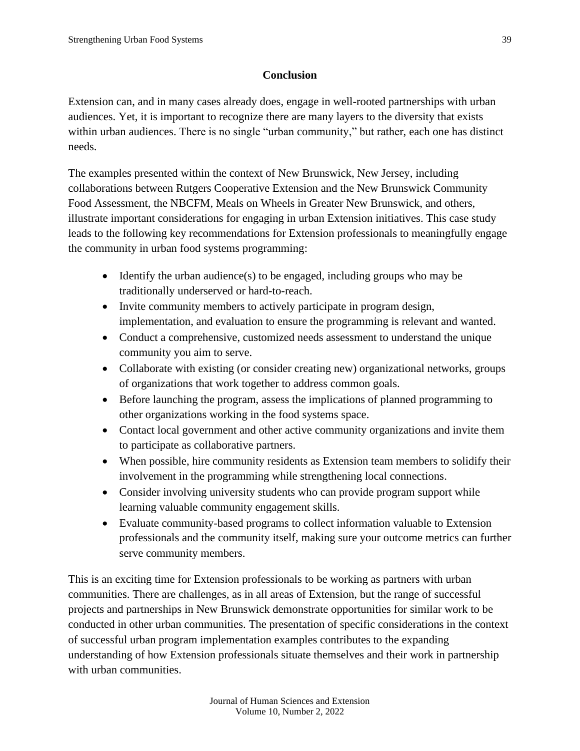## Conclusion

Extension can, and in many cases already does, engage in well-rooted partnerships with urban audiences. Yet, it is important to recognize there are many layers to the diversity that exists within urban audiences. There is no single "urban community," but rather, each one has distinct needs.

The examples presented within the context of New Brunswick, New Jersey, including collaborations between Rutgers Cooperative Extension and the New Brunswick Community Food Assessment, the NBCFM, Meals on Wheels in Greater New Brunswick, and others, illustrate important considerations for engaging in urban Extension initiatives. This case study leads to the following key recommendations for Extension professionals to meaningfully engage the community in urban food systems programming:

- Identify the urban audience(s) to be engaged, including groups who may be traditionally underserved or hard-to-reach.
- Invite community members to actively participate in program design, implementation, and evaluation to ensure the programming is relevant and wanted.
- Conduct a comprehensive, customized needs assessment to understand the unique community you aim to serve.
- Collaborate with existing (or consider creating new) organizational networks, groups of organizations that work together to address common goals.
- Before launching the program, assess the implications of planned programming to other organizations working in the food systems space.
- Contact local government and other active community organizations and invite them to participate as collaborative partners.
- When possible, hire community residents as Extension team members to solidify their involvement in the programming while strengthening local connections.
- Consider involving university students who can provide program support while learning valuable community engagement skills.
- Evaluate community-based programs to collect information valuable to Extension professionals and the community itself, making sure your outcome metrics can further serve community members.

This is an exciting time for Extension professionals to be working as partners with urban communities. There are challenges, as in all areas of Extension, but the range of successful projects and partnerships in New Brunswick demonstrate opportunities for similar work to be conducted in other urban communities. The presentation of specific considerations in the context of successful urban program implementation examples contributes to the expanding understanding of how Extension professionals situate themselves and their work in partnership with urban communities.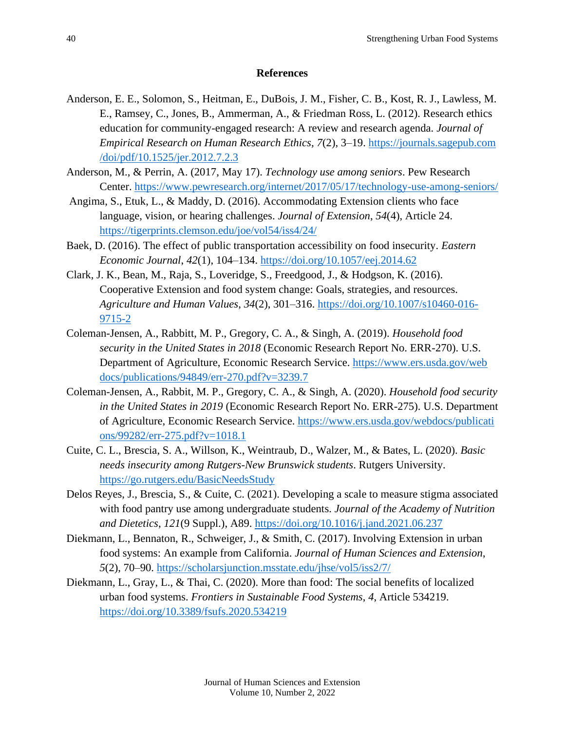## References

Anderson, E. E., Solomon, S., Heitman, E., DuBois, J. M., Fisher, C. B., Kost, R. J., Lawless, M. E., Ramsey, C., Jones, B., Ammerman, A., & Friedman Ross, L. (2012). Research ethics education for community-engaged research: A review and research agenda. *Journal of Empirical Research on Human Research Ethics*, *7*(2), 3–19. https://journals.sagepub.com/doi/pdf/10.1525/jer.2012.7.2.3

Anderson, M., & Perrin, A. (2017, May 17). *Technology use among seniors*. Pew Research Center. https://www.pewresearch.org/internet/2017/05/17/technology-use-among-seniors/

Angima, S., Etuk, L., & Maddy, D. (2016). Accommodating Extension clients who face language, vision, or hearing challenges. *Journal of Extension*, *54*(4), Article 24. https://tigerprints.clemson.edu/joe/vol54/iss4/24/

Baek, D. (2016). The effect of public transportation accessibility on food insecurity. *Eastern Economic Journal*, *42*(1), 104–134. https://doi.org/10.1057/eej.2014.62

Clark, J. K., Bean, M., Raja, S., Loveridge, S., Freedgood, J., & Hodgson, K. (2016). Cooperative Extension and food system change: Goals, strategies, and resources. *Agriculture and Human Values*, *34*(2), 301–316. https://doi.org/10.1007/s10460-016-9715-2

Coleman-Jensen, A., Rabbitt, M. P., Gregory, C. A., & Singh, A. (2019). *Household food security in the United States in 2018* (Economic Research Report No. ERR-270). U.S. Department of Agriculture, Economic Research Service. https://www.ers.usda.gov/webdocs/publications/94849/err-270.pdf?v=3239.7

Coleman-Jensen, A., Rabbit, M. P., Gregory, C. A., & Singh, A. (2020). *Household food security in the United States in 2019* (Economic Research Report No. ERR-275). U.S. Department of Agriculture, Economic Research Service. https://www.ers.usda.gov/webdocs/publications/99282/err-275.pdf?v=1018.1

Cuite, C. L., Brescia, S. A., Willson, K., Weintraub, D., Walzer, M., & Bates, L. (2020). *Basic needs insecurity among Rutgers-New Brunswick students*. Rutgers University. https://go.rutgers.edu/BasicNeedsStudy

Delos Reyes, J., Brescia, S., & Cuite, C. (2021). Developing a scale to measure stigma associated with food pantry use among undergraduate students. *Journal of the Academy of Nutrition and Dietetics*, *121*(9 Suppl.), A89. https://doi.org/10.1016/j.jand.2021.06.237

Diekmann, L., Bennaton, R., Schweiger, J., & Smith, C. (2017). Involving Extension in urban food systems: An example from California. *Journal of Human Sciences and Extension*, *5*(2), 70–90. https://scholarsjunction.msstate.edu/jhse/vol5/iss2/7/

Diekmann, L., Gray, L., & Thai, C. (2020). More than food: The social benefits of localized urban food systems. *Frontiers in Sustainable Food Systems*, *4*, Article 534219. https://doi.org/10.3389/fsufs.2020.534219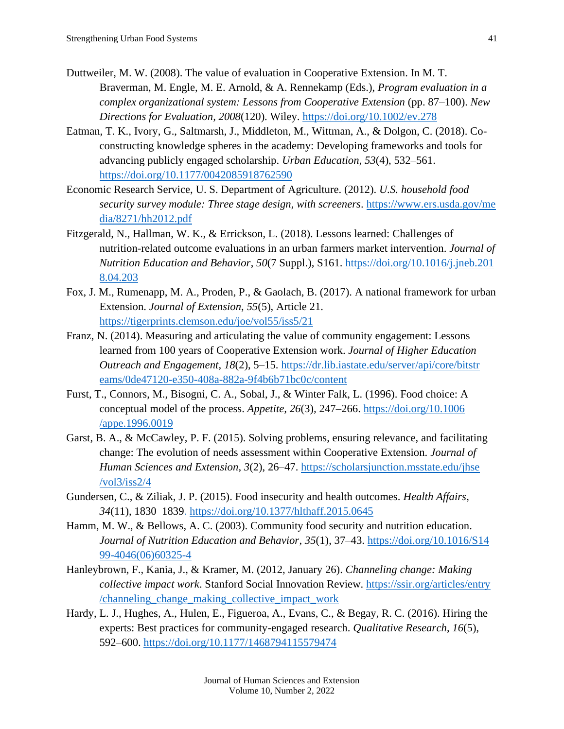Duttweiler, M. W. (2008). The value of evaluation in Cooperative Extension. In M. T. Braverman, M. Engle, M. E. Arnold, & A. Rennekamp (Eds.), *Program evaluation in a complex organizational system: Lessons from Cooperative Extension* (pp. 87–100). *New Directions for Evaluation, 2008*(120). Wiley. https://doi.org/10.1002/ev.278

Eatman, T. K., Ivory, G., Saltmarsh, J., Middleton, M., Wittman, A., & Dolgon, C. (2018). Co-constructing knowledge spheres in the academy: Developing frameworks and tools for advancing publicly engaged scholarship. *Urban Education*, *53*(4), 532–561. https://doi.org/10.1177/0042085918762590

Economic Research Service, U. S. Department of Agriculture. (2012). *U.S. household food security survey module: Three stage design, with screeners*. https://www.ers.usda.gov/media/8271/hh2012.pdf

Fitzgerald, N., Hallman, W. K., & Errickson, L. (2018). Lessons learned: Challenges of nutrition-related outcome evaluations in an urban farmers market intervention. *Journal of Nutrition Education and Behavior*, *50*(7 Suppl.), S161. https://doi.org/10.1016/j.jneb.2018.04.203

Fox, J. M., Rumenapp, M. A., Proden, P., & Gaolach, B. (2017). A national framework for urban Extension. *Journal of Extension*, *55*(5), Article 21. https://tigerprints.clemson.edu/joe/vol55/iss5/21

Franz, N. (2014). Measuring and articulating the value of community engagement: Lessons learned from 100 years of Cooperative Extension work. *Journal of Higher Education Outreach and Engagement*, *18*(2), 5–15. https://dr.lib.iastate.edu/server/api/core/bitstreams/0de47120-e350-408a-882a-9f4b6b71bc0c/content

Furst, T., Connors, M., Bisogni, C. A., Sobal, J., & Winter Falk, L. (1996). Food choice: A conceptual model of the process. *Appetite*, *26*(3), 247–266. https://doi.org/10.1006/appe.1996.0019

Garst, B. A., & McCawley, P. F. (2015). Solving problems, ensuring relevance, and facilitating change: The evolution of needs assessment within Cooperative Extension. *Journal of Human Sciences and Extension*, *3*(2), 26–47. https://scholarsjunction.msstate.edu/jhse/vol3/iss2/4

Gundersen, C., & Ziliak, J. P. (2015). Food insecurity and health outcomes. *Health Affairs*, *34*(11), 1830–1839. https://doi.org/10.1377/hlthaff.2015.0645

Hamm, M. W., & Bellows, A. C. (2003). Community food security and nutrition education. *Journal of Nutrition Education and Behavior*, *35*(1), 37–43. https://doi.org/10.1016/S1499-4046(06)60325-4

Hanleybrown, F., Kania, J., & Kramer, M. (2012, January 26). *Channeling change: Making collective impact work*. Stanford Social Innovation Review. https://ssir.org/articles/entry/channeling_change_making_collective_impact_work

Hardy, L. J., Hughes, A., Hulen, E., Figueroa, A., Evans, C., & Begay, R. C. (2016). Hiring the experts: Best practices for community-engaged research. *Qualitative Research*, *16*(5), 592–600. https://doi.org/10.1177/1468794115579474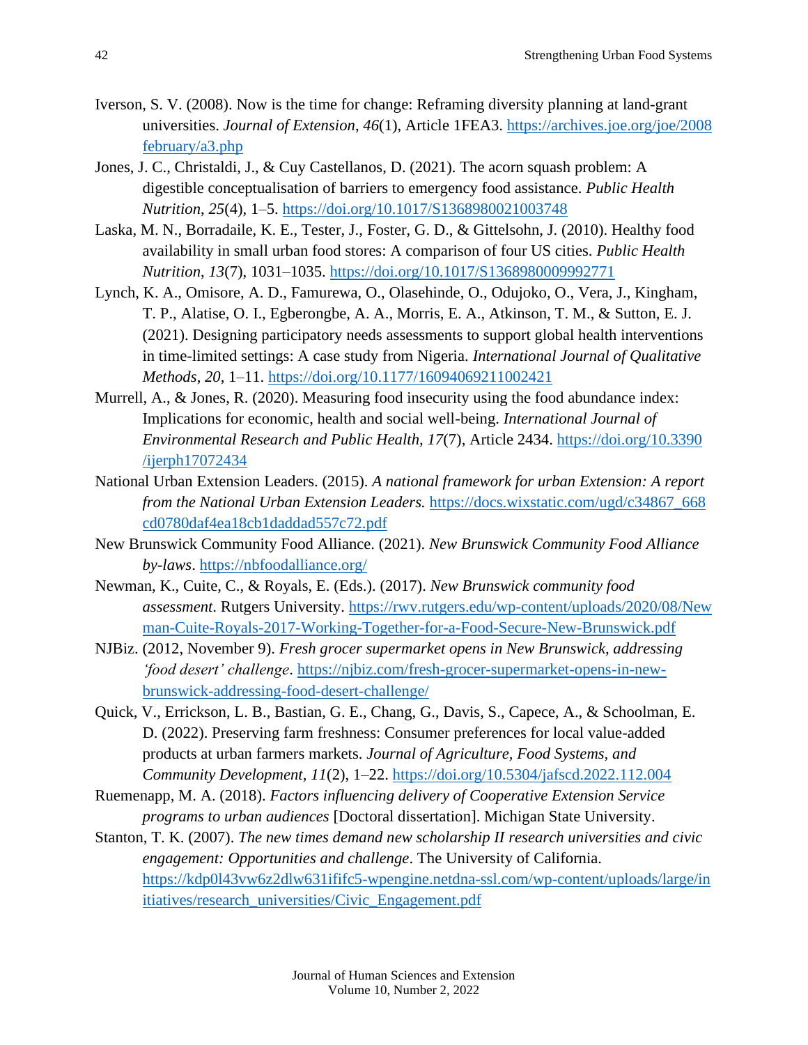Iverson, S. V. (2008). Now is the time for change: Reframing diversity planning at land-grant universities. *Journal of Extension*, *46*(1), Article 1FEA3. https://archives.joe.org/joe/2008february/a3.php

Jones, J. C., Christaldi, J., & Cuy Castellanos, D. (2021). The acorn squash problem: A digestible conceptualisation of barriers to emergency food assistance. *Public Health Nutrition*, *25*(4), 1–5. https://doi.org/10.1017/S1368980021003748

Laska, M. N., Borradaile, K. E., Tester, J., Foster, G. D., & Gittelsohn, J. (2010). Healthy food availability in small urban food stores: A comparison of four US cities. *Public Health Nutrition*, *13*(7), 1031–1035. https://doi.org/10.1017/S1368980009992771

Lynch, K. A., Omisore, A. D., Famurewa, O., Olasehinde, O., Odujoko, O., Vera, J., Kingham, T. P., Alatise, O. I., Egberongbe, A. A., Morris, E. A., Atkinson, T. M., & Sutton, E. J. (2021). Designing participatory needs assessments to support global health interventions in time-limited settings: A case study from Nigeria. *International Journal of Qualitative Methods*, *20*, 1–11. https://doi.org/10.1177/16094069211002421

Murrell, A., & Jones, R. (2020). Measuring food insecurity using the food abundance index: Implications for economic, health and social well-being. *International Journal of Environmental Research and Public Health*, *17*(7), Article 2434. https://doi.org/10.3390/ijerph17072434

National Urban Extension Leaders. (2015). *A national framework for urban Extension: A report from the National Urban Extension Leaders.* https://docs.wixstatic.com/ugd/c34867_668cd0780daf4ea18cb1daddad557c72.pdf

New Brunswick Community Food Alliance. (2021). *New Brunswick Community Food Alliance by-laws*. https://nbfoodalliance.org/

Newman, K., Cuite, C., & Royals, E. (Eds.). (2017). *New Brunswick community food assessment*. Rutgers University. https://rwv.rutgers.edu/wp-content/uploads/2020/08/Newman-Cuite-Royals-2017-Working-Together-for-a-Food-Secure-New-Brunswick.pdf

NJBiz. (2012, November 9). *Fresh grocer supermarket opens in New Brunswick, addressing 'food desert' challenge*. https://njbiz.com/fresh-grocer-supermarket-opens-in-new-brunswick-addressing-food-desert-challenge/

Quick, V., Errickson, L. B., Bastian, G. E., Chang, G., Davis, S., Capece, A., & Schoolman, E. D. (2022). Preserving farm freshness: Consumer preferences for local value-added products at urban farmers markets. *Journal of Agriculture, Food Systems, and Community Development*, *11*(2), 1–22. https://doi.org/10.5304/jafscd.2022.112.004

Ruemenapp, M. A. (2018). *Factors influencing delivery of Cooperative Extension Service programs to urban audiences* [Doctoral dissertation]. Michigan State University.

Stanton, T. K. (2007). *The new times demand new scholarship II research universities and civic engagement: Opportunities and challenge*. The University of California. https://kdp0l43vw6z2dlw631ififc5-wpengine.netdna-ssl.com/wp-content/uploads/large/initiatives/research_universities/Civic_Engagement.pdf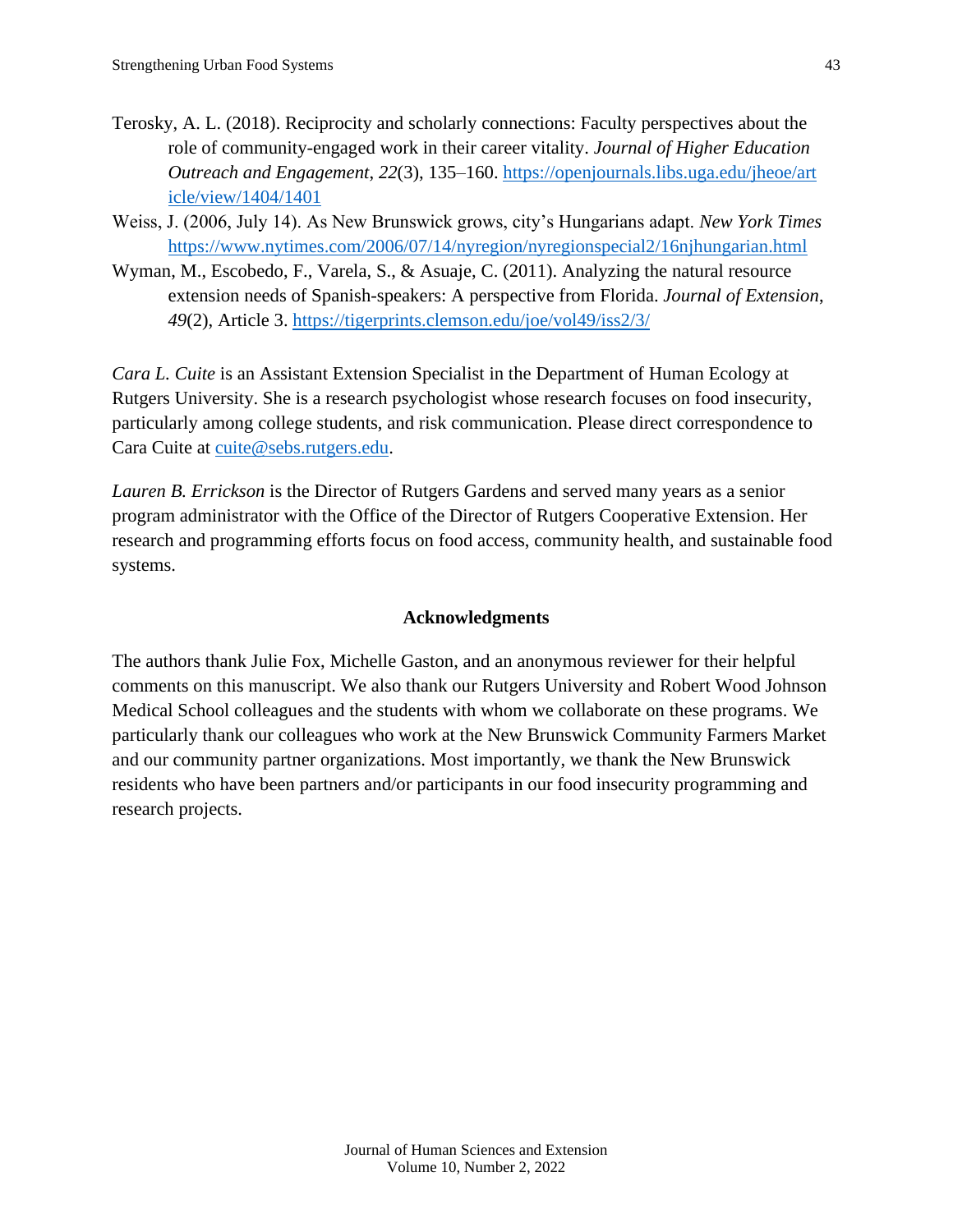Terosky, A. L. (2018). Reciprocity and scholarly connections: Faculty perspectives about the role of community-engaged work in their career vitality. *Journal of Higher Education Outreach and Engagement*, *22*(3), 135–160. https://openjournals.libs.uga.edu/jheoe/article/view/1404/1401

Weiss, J. (2006, July 14). As New Brunswick grows, city's Hungarians adapt. *New York Times* https://www.nytimes.com/2006/07/14/nyregion/nyregionspecial2/16njhungarian.html

Wyman, M., Escobedo, F., Varela, S., & Asuaje, C. (2011). Analyzing the natural resource extension needs of Spanish-speakers: A perspective from Florida. *Journal of Extension*, *49*(2), Article 3. https://tigerprints.clemson.edu/joe/vol49/iss2/3/

*Cara L. Cuite* is an Assistant Extension Specialist in the Department of Human Ecology at Rutgers University. She is a research psychologist whose research focuses on food insecurity, particularly among college students, and risk communication. Please direct correspondence to Cara Cuite at cuite@sebs.rutgers.edu.

*Lauren B. Errickson* is the Director of Rutgers Gardens and served many years as a senior program administrator with the Office of the Director of Rutgers Cooperative Extension. Her research and programming efforts focus on food access, community health, and sustainable food systems.

## Acknowledgments

The authors thank Julie Fox, Michelle Gaston, and an anonymous reviewer for their helpful comments on this manuscript. We also thank our Rutgers University and Robert Wood Johnson Medical School colleagues and the students with whom we collaborate on these programs. We particularly thank our colleagues who work at the New Brunswick Community Farmers Market and our community partner organizations. Most importantly, we thank the New Brunswick residents who have been partners and/or participants in our food insecurity programming and research projects.